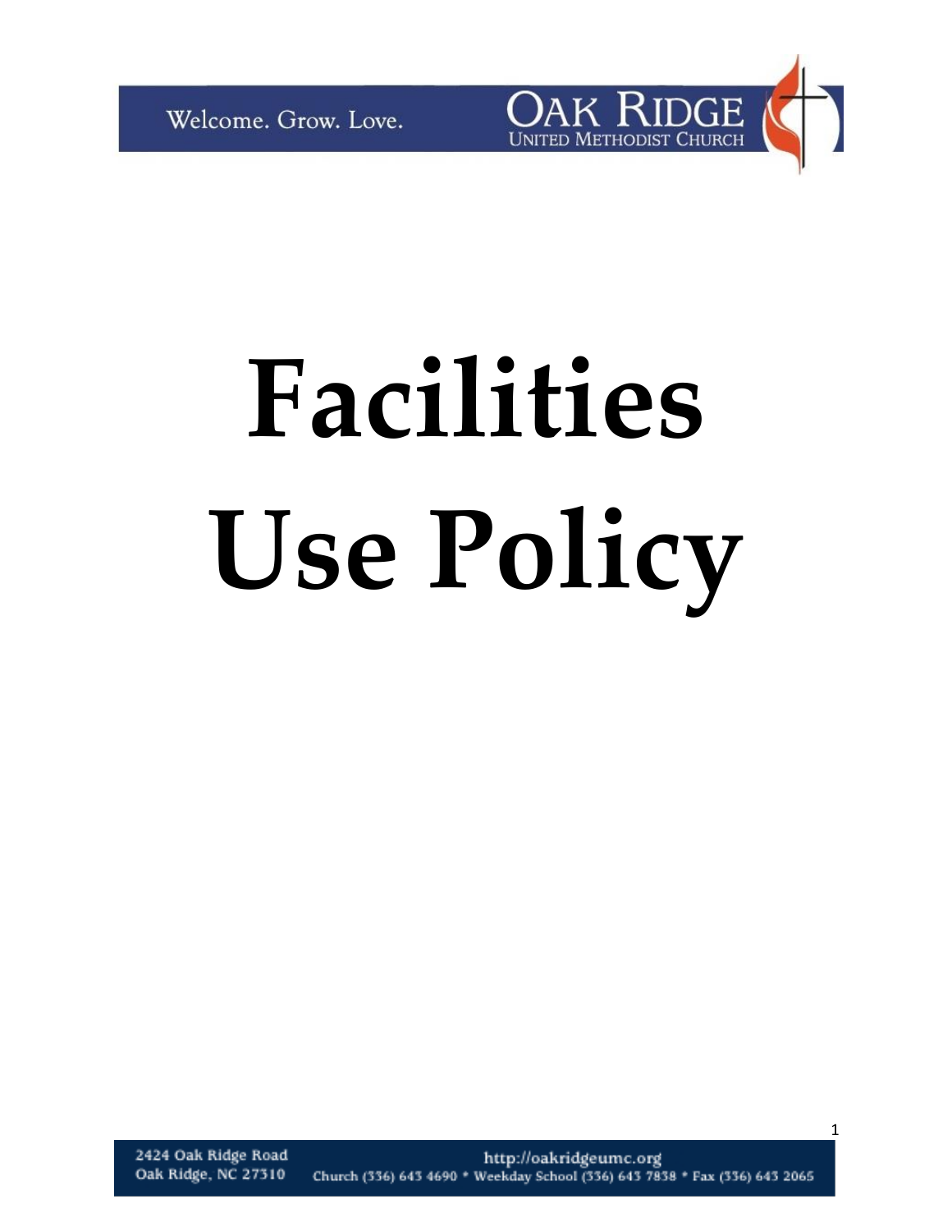# Facilities Use Policy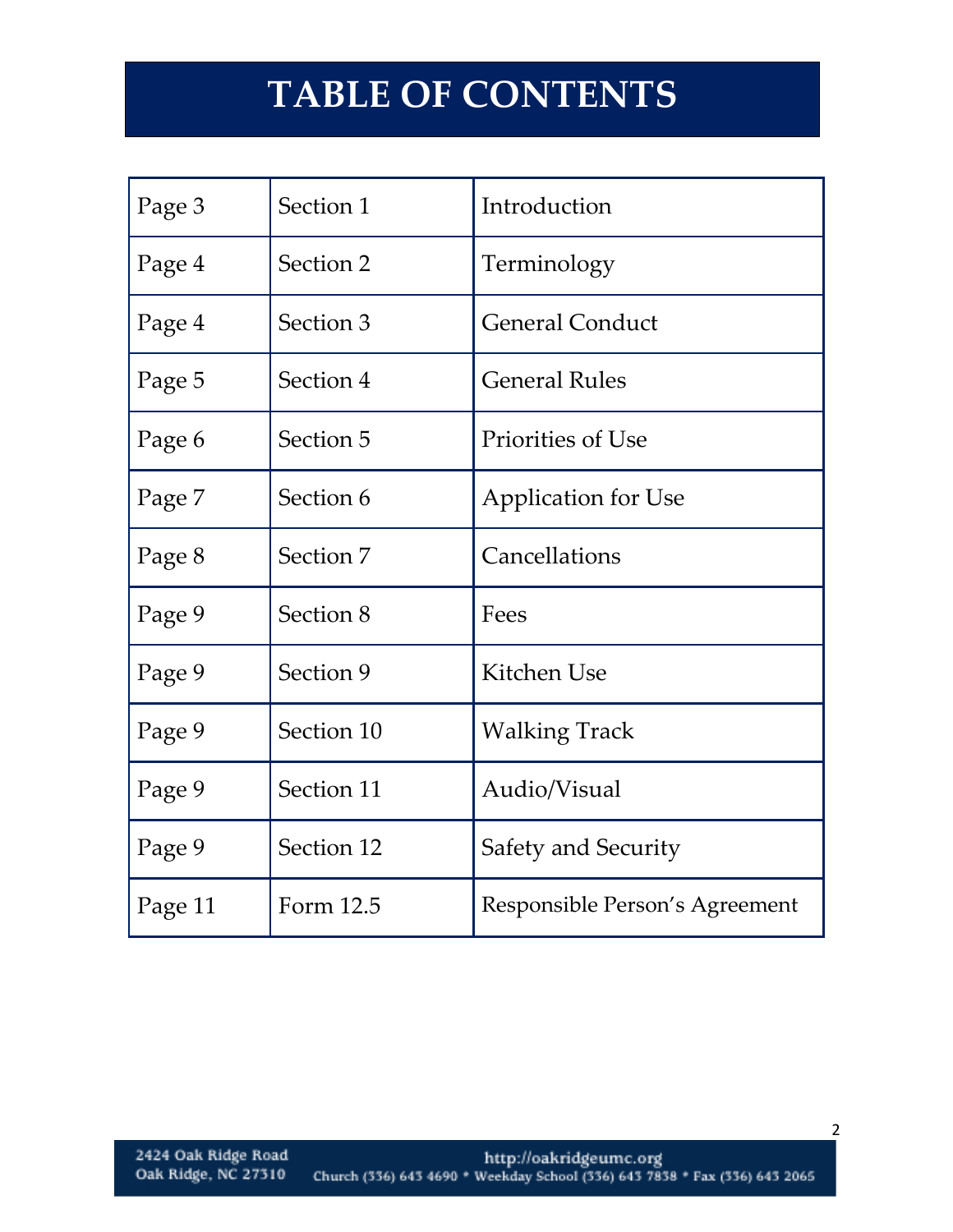# TABLE OF CONTENTS

| | | |
|---|---|---|
| Page 3 | Section 1 | Introduction |
| Page 4 | Section 2 | Terminology |
| Page 4 | Section 3 | General Conduct |
| Page 5 | Section 4 | General Rules |
| Page 6 | Section 5 | Priorities of Use |
| Page 7 | Section 6 | Application for Use |
| Page 8 | Section 7 | Cancellations |
| Page 9 | Section 8 | Fees |
| Page 9 | Section 9 | Kitchen Use |
| Page 9 | Section 10 | Walking Track |
| Page 9 | Section 11 | Audio/Visual |
| Page 9 | Section 12 | Safety and Security |
| Page 11 | Form 12.5 | Responsible Person's Agreement |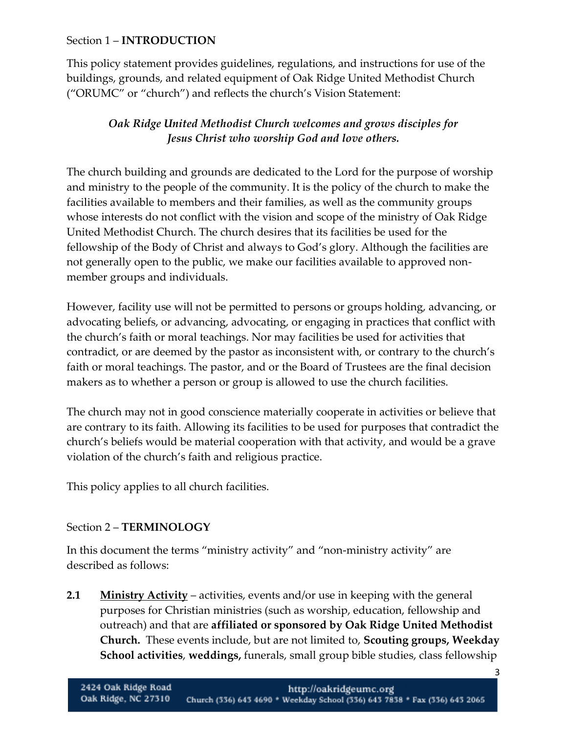Section 1 – **INTRODUCTION**

This policy statement provides guidelines, regulations, and instructions for use of the buildings, grounds, and related equipment of Oak Ridge United Methodist Church ("ORUMC" or "church") and reflects the church's Vision Statement:

*Oak Ridge United Methodist Church welcomes and grows disciples for Jesus Christ who worship God and love others.*

The church building and grounds are dedicated to the Lord for the purpose of worship and ministry to the people of the community. It is the policy of the church to make the facilities available to members and their families, as well as the community groups whose interests do not conflict with the vision and scope of the ministry of Oak Ridge United Methodist Church. The church desires that its facilities be used for the fellowship of the Body of Christ and always to God's glory. Although the facilities are not generally open to the public, we make our facilities available to approved non-member groups and individuals.

However, facility use will not be permitted to persons or groups holding, advancing, or advocating beliefs, or advancing, advocating, or engaging in practices that conflict with the church's faith or moral teachings. Nor may facilities be used for activities that contradict, or are deemed by the pastor as inconsistent with, or contrary to the church's faith or moral teachings. The pastor, and or the Board of Trustees are the final decision makers as to whether a person or group is allowed to use the church facilities.

The church may not in good conscience materially cooperate in activities or believe that are contrary to its faith. Allowing its facilities to be used for purposes that contradict the church's beliefs would be material cooperation with that activity, and would be a grave violation of the church's faith and religious practice.

This policy applies to all church facilities.

Section 2 – **TERMINOLOGY**

In this document the terms "ministry activity" and "non-ministry activity" are described as follows:

**2.1** <u>Ministry Activity</u> – activities, events and/or use in keeping with the general purposes for Christian ministries (such as worship, education, fellowship and outreach) and that are **affiliated or sponsored by Oak Ridge United Methodist Church.** These events include, but are not limited to, **Scouting groups, Weekday School activities**, **weddings,** funerals, small group bible studies, class fellowship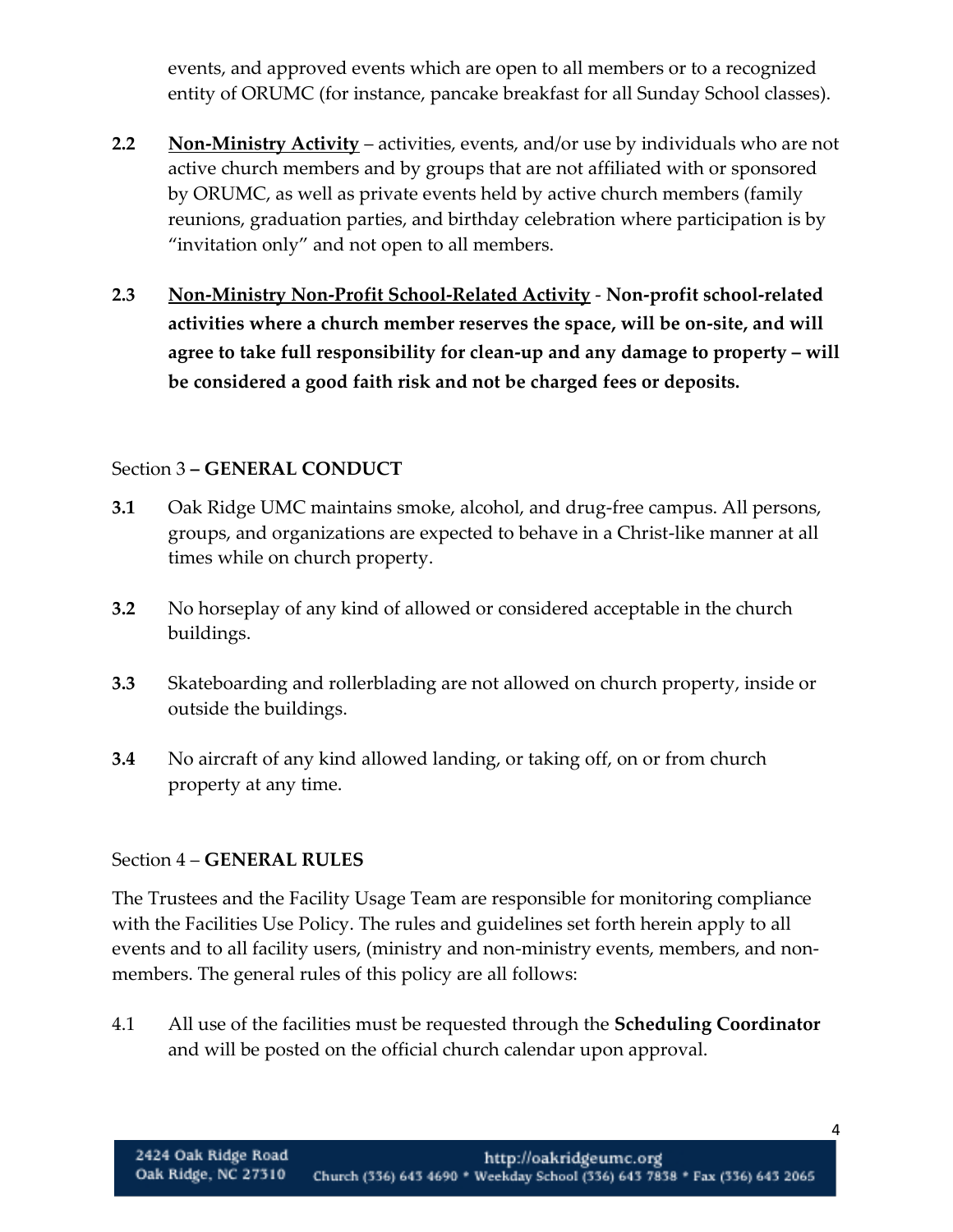events, and approved events which are open to all members or to a recognized entity of ORUMC (for instance, pancake breakfast for all Sunday School classes).

**2.2** **<u>Non-Ministry Activity</u>** – activities, events, and/or use by individuals who are not active church members and by groups that are not affiliated with or sponsored by ORUMC, as well as private events held by active church members (family reunions, graduation parties, and birthday celebration where participation is by "invitation only" and not open to all members.

**2.3** **<u>Non-Ministry Non-Profit School-Related Activity</u>** - **Non-profit school-related activities where a church member reserves the space, will be on-site, and will agree to take full responsibility for clean-up and any damage to property – will be considered a good faith risk and not be charged fees or deposits.**

## Section 3 – **GENERAL CONDUCT**

**3.1** Oak Ridge UMC maintains smoke, alcohol, and drug-free campus. All persons, groups, and organizations are expected to behave in a Christ-like manner at all times while on church property.

**3.2** No horseplay of any kind of allowed or considered acceptable in the church buildings.

**3.3** Skateboarding and rollerblading are not allowed on church property, inside or outside the buildings.

**3.4** No aircraft of any kind allowed landing, or taking off, on or from church property at any time.

## Section 4 – **GENERAL RULES**

The Trustees and the Facility Usage Team are responsible for monitoring compliance with the Facilities Use Policy. The rules and guidelines set forth herein apply to all events and to all facility users, (ministry and non-ministry events, members, and non-members. The general rules of this policy are all follows:

4.1 All use of the facilities must be requested through the **Scheduling Coordinator** and will be posted on the official church calendar upon approval.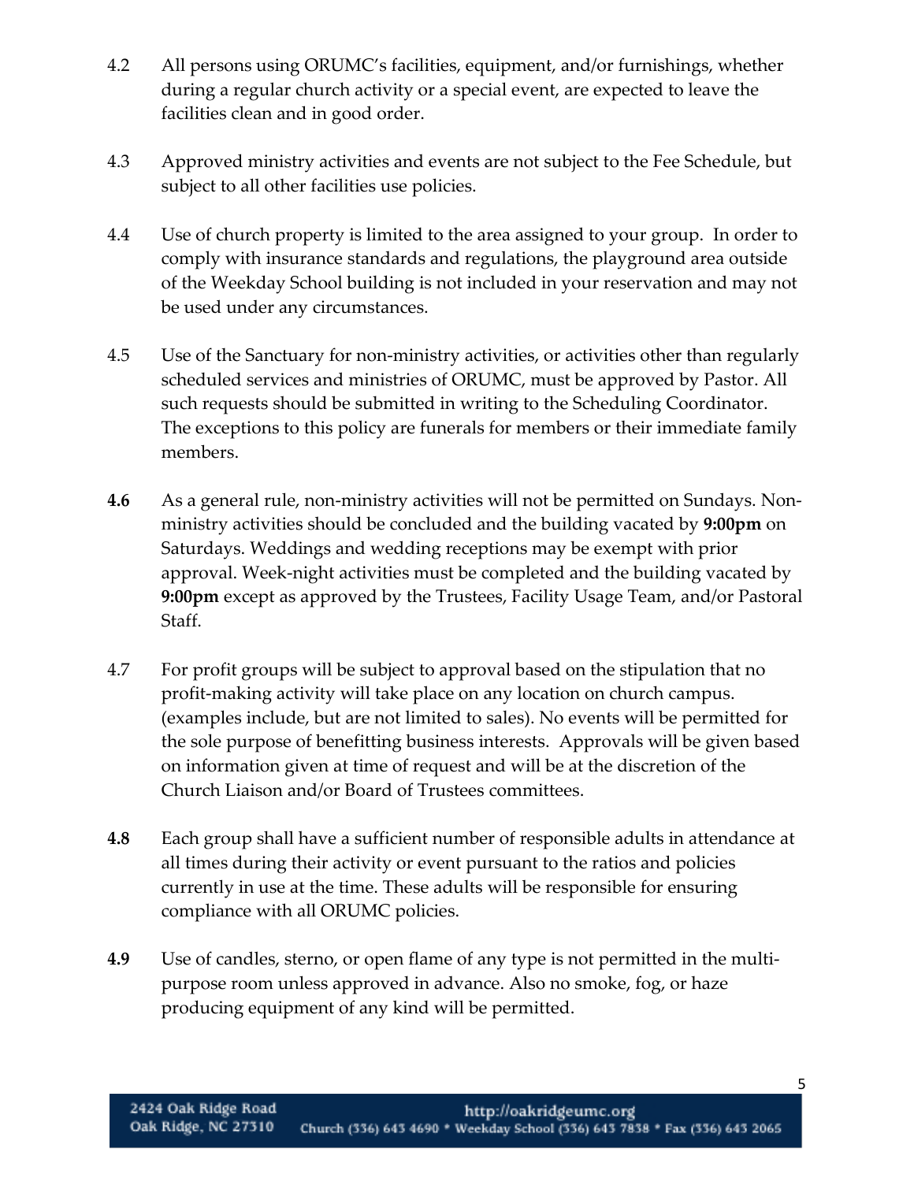4.2 All persons using ORUMC's facilities, equipment, and/or furnishings, whether during a regular church activity or a special event, are expected to leave the facilities clean and in good order.

4.3 Approved ministry activities and events are not subject to the Fee Schedule, but subject to all other facilities use policies.

4.4 Use of church property is limited to the area assigned to your group. In order to comply with insurance standards and regulations, the playground area outside of the Weekday School building is not included in your reservation and may not be used under any circumstances.

4.5 Use of the Sanctuary for non-ministry activities, or activities other than regularly scheduled services and ministries of ORUMC, must be approved by Pastor. All such requests should be submitted in writing to the Scheduling Coordinator. The exceptions to this policy are funerals for members or their immediate family members.

**4.6** As a general rule, non-ministry activities will not be permitted on Sundays. Non-ministry activities should be concluded and the building vacated by **9:00pm** on Saturdays. Weddings and wedding receptions may be exempt with prior approval. Week-night activities must be completed and the building vacated by **9:00pm** except as approved by the Trustees, Facility Usage Team, and/or Pastoral Staff.

4.7 For profit groups will be subject to approval based on the stipulation that no profit-making activity will take place on any location on church campus. (examples include, but are not limited to sales). No events will be permitted for the sole purpose of benefitting business interests. Approvals will be given based on information given at time of request and will be at the discretion of the Church Liaison and/or Board of Trustees committees.

**4.8** Each group shall have a sufficient number of responsible adults in attendance at all times during their activity or event pursuant to the ratios and policies currently in use at the time. These adults will be responsible for ensuring compliance with all ORUMC policies.

**4.9** Use of candles, sterno, or open flame of any type is not permitted in the multi-purpose room unless approved in advance. Also no smoke, fog, or haze producing equipment of any kind will be permitted.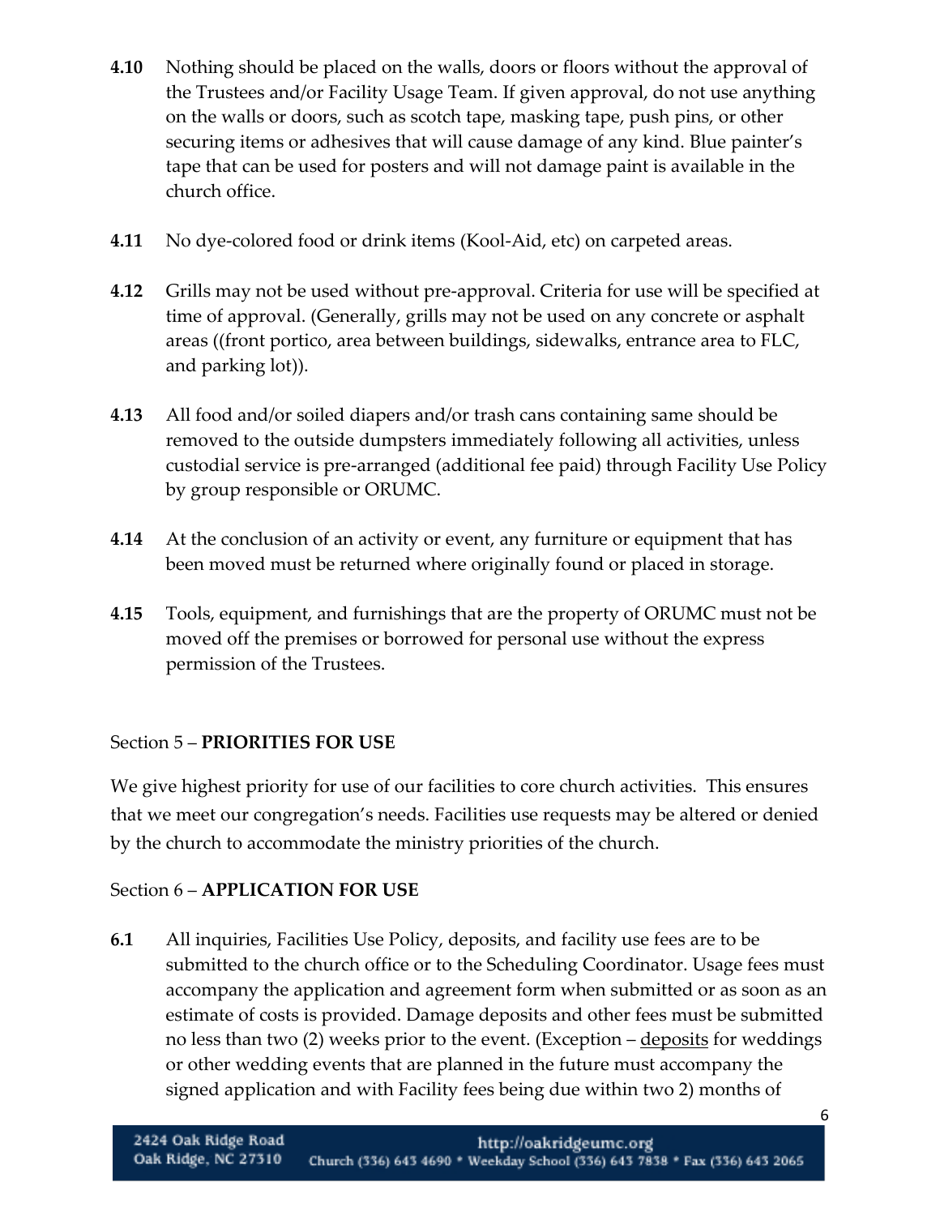**4.10** Nothing should be placed on the walls, doors or floors without the approval of the Trustees and/or Facility Usage Team. If given approval, do not use anything on the walls or doors, such as scotch tape, masking tape, push pins, or other securing items or adhesives that will cause damage of any kind. Blue painter's tape that can be used for posters and will not damage paint is available in the church office.

**4.11** No dye-colored food or drink items (Kool-Aid, etc) on carpeted areas.

**4.12** Grills may not be used without pre-approval. Criteria for use will be specified at time of approval. (Generally, grills may not be used on any concrete or asphalt areas ((front portico, area between buildings, sidewalks, entrance area to FLC, and parking lot)).

**4.13** All food and/or soiled diapers and/or trash cans containing same should be removed to the outside dumpsters immediately following all activities, unless custodial service is pre-arranged (additional fee paid) through Facility Use Policy by group responsible or ORUMC.

**4.14** At the conclusion of an activity or event, any furniture or equipment that has been moved must be returned where originally found or placed in storage.

**4.15** Tools, equipment, and furnishings that are the property of ORUMC must not be moved off the premises or borrowed for personal use without the express permission of the Trustees.

Section 5 – **PRIORITIES FOR USE**

We give highest priority for use of our facilities to core church activities. This ensures that we meet our congregation's needs. Facilities use requests may be altered or denied by the church to accommodate the ministry priorities of the church.

Section 6 – **APPLICATION FOR USE**

**6.1** All inquiries, Facilities Use Policy, deposits, and facility use fees are to be submitted to the church office or to the Scheduling Coordinator. Usage fees must accompany the application and agreement form when submitted or as soon as an estimate of costs is provided. Damage deposits and other fees must be submitted no less than two (2) weeks prior to the event. (Exception – <u>deposits</u> for weddings or other wedding events that are planned in the future must accompany the signed application and with Facility fees being due within two 2) months of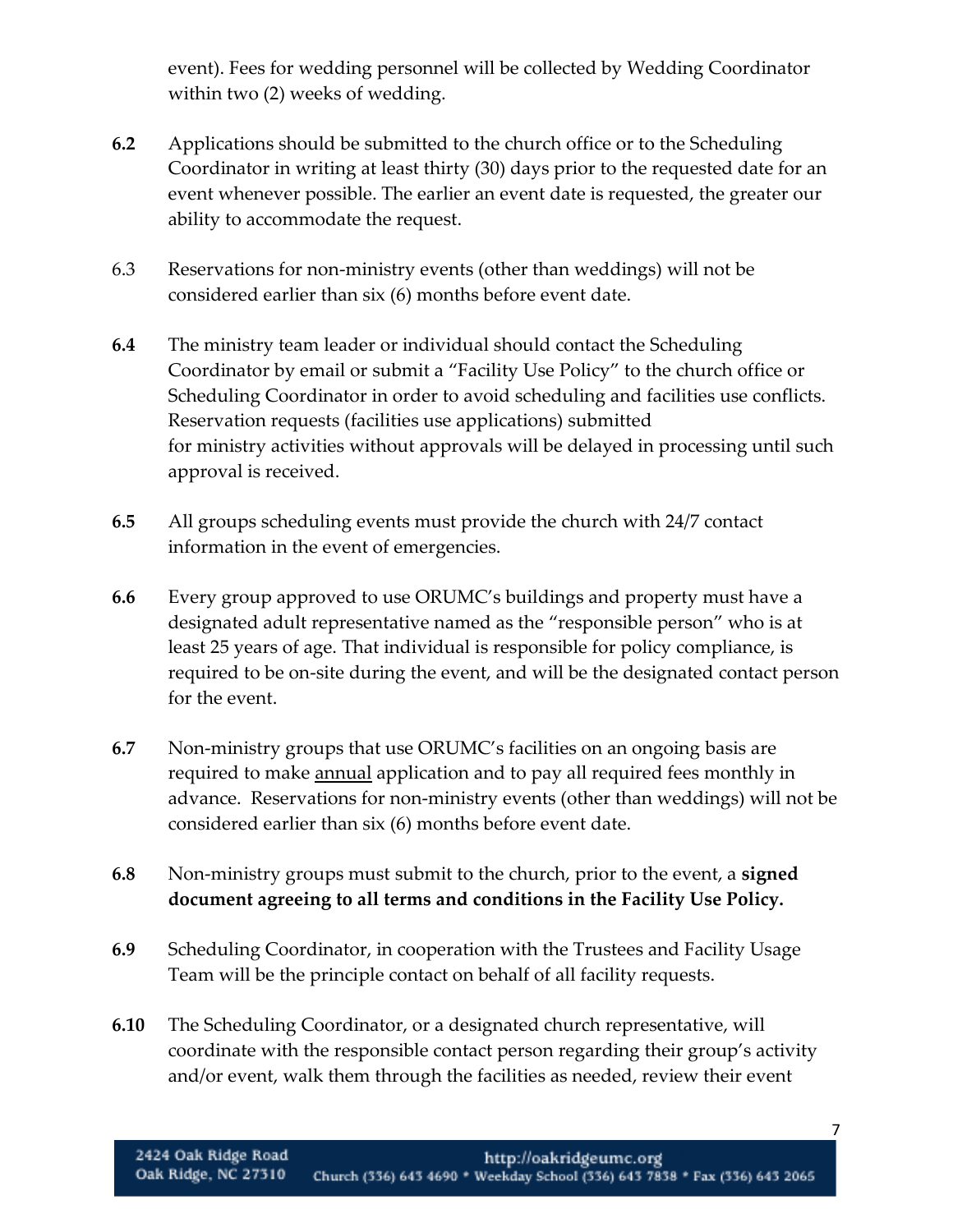event). Fees for wedding personnel will be collected by Wedding Coordinator within two (2) weeks of wedding.

**6.2** Applications should be submitted to the church office or to the Scheduling Coordinator in writing at least thirty (30) days prior to the requested date for an event whenever possible. The earlier an event date is requested, the greater our ability to accommodate the request.

6.3 Reservations for non-ministry events (other than weddings) will not be considered earlier than six (6) months before event date.

**6.4** The ministry team leader or individual should contact the Scheduling Coordinator by email or submit a "Facility Use Policy" to the church office or Scheduling Coordinator in order to avoid scheduling and facilities use conflicts. Reservation requests (facilities use applications) submitted for ministry activities without approvals will be delayed in processing until such approval is received.

**6.5** All groups scheduling events must provide the church with 24/7 contact information in the event of emergencies.

**6.6** Every group approved to use ORUMC's buildings and property must have a designated adult representative named as the "responsible person" who is at least 25 years of age. That individual is responsible for policy compliance, is required to be on-site during the event, and will be the designated contact person for the event.

**6.7** Non-ministry groups that use ORUMC's facilities on an ongoing basis are required to make <u>annual</u> application and to pay all required fees monthly in advance. Reservations for non-ministry events (other than weddings) will not be considered earlier than six (6) months before event date.

**6.8** Non-ministry groups must submit to the church, prior to the event, a **signed document agreeing to all terms and conditions in the Facility Use Policy.**

**6.9** Scheduling Coordinator, in cooperation with the Trustees and Facility Usage Team will be the principle contact on behalf of all facility requests.

**6.10** The Scheduling Coordinator, or a designated church representative, will coordinate with the responsible contact person regarding their group's activity and/or event, walk them through the facilities as needed, review their event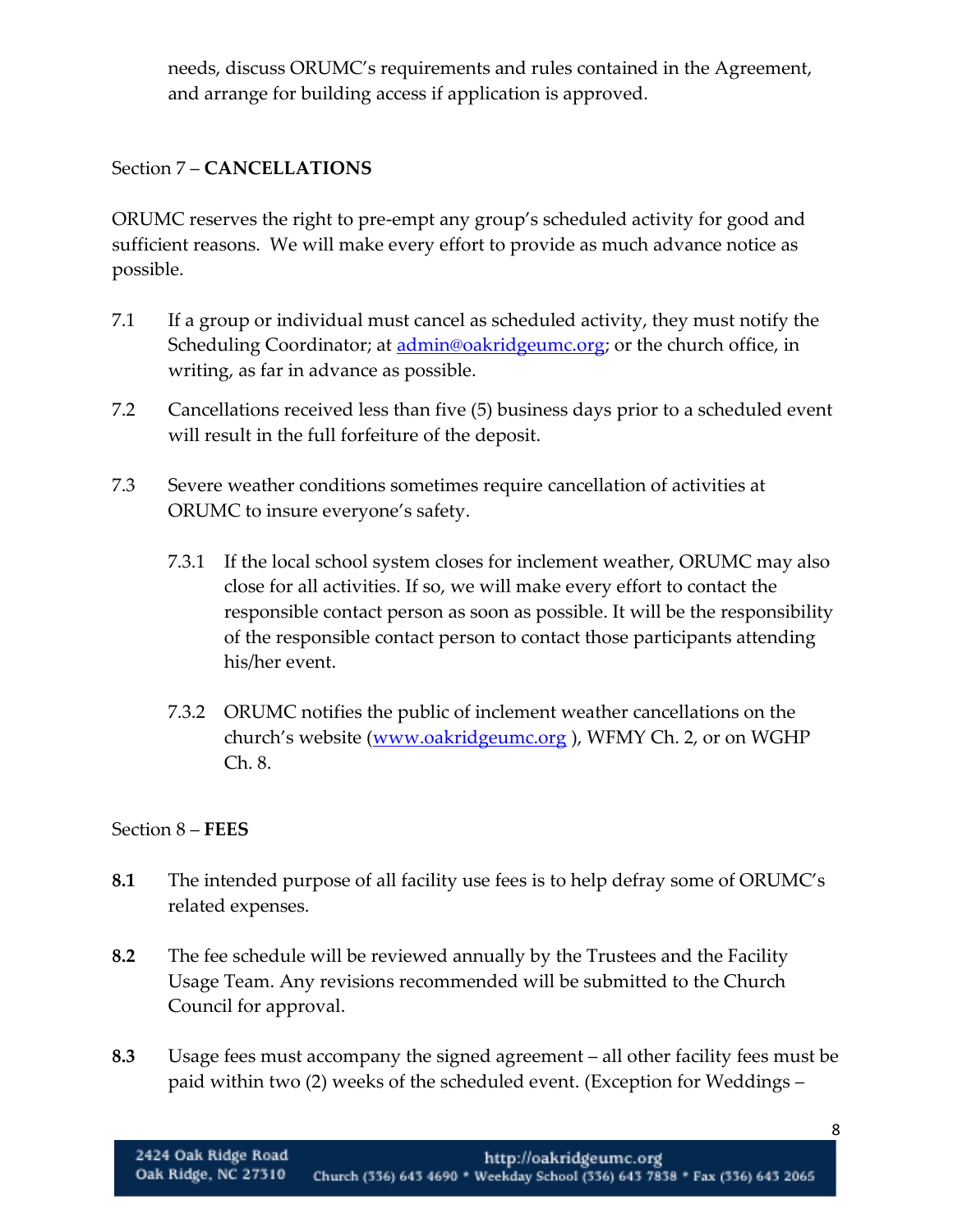needs, discuss ORUMC's requirements and rules contained in the Agreement, and arrange for building access if application is approved.

Section 7 – **CANCELLATIONS**

ORUMC reserves the right to pre-empt any group's scheduled activity for good and sufficient reasons. We will make every effort to provide as much advance notice as possible.

7.1 If a group or individual must cancel as scheduled activity, they must notify the Scheduling Coordinator; at admin@oakridgeumc.org; or the church office, in writing, as far in advance as possible.

7.2 Cancellations received less than five (5) business days prior to a scheduled event will result in the full forfeiture of the deposit.

7.3 Severe weather conditions sometimes require cancellation of activities at ORUMC to insure everyone's safety.

7.3.1 If the local school system closes for inclement weather, ORUMC may also close for all activities. If so, we will make every effort to contact the responsible contact person as soon as possible. It will be the responsibility of the responsible contact person to contact those participants attending his/her event.

7.3.2 ORUMC notifies the public of inclement weather cancellations on the church's website (www.oakridgeumc.org ), WFMY Ch. 2, or on WGHP Ch. 8.

Section 8 – **FEES**

**8.1** The intended purpose of all facility use fees is to help defray some of ORUMC's related expenses.

**8.2** The fee schedule will be reviewed annually by the Trustees and the Facility Usage Team. Any revisions recommended will be submitted to the Church Council for approval.

**8.3** Usage fees must accompany the signed agreement – all other facility fees must be paid within two (2) weeks of the scheduled event. (Exception for Weddings –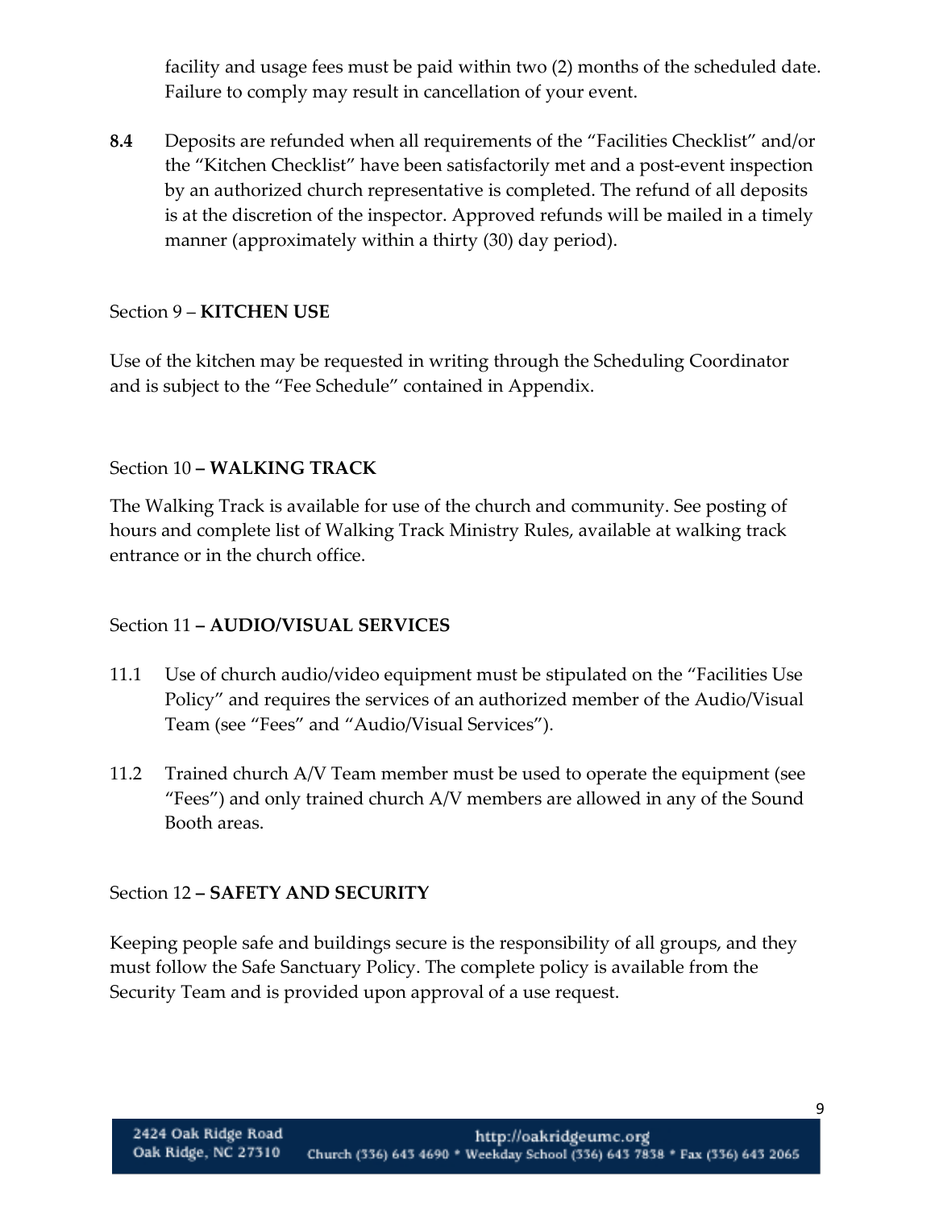facility and usage fees must be paid within two (2) months of the scheduled date. Failure to comply may result in cancellation of your event.

**8.4** Deposits are refunded when all requirements of the "Facilities Checklist" and/or the "Kitchen Checklist" have been satisfactorily met and a post-event inspection by an authorized church representative is completed. The refund of all deposits is at the discretion of the inspector. Approved refunds will be mailed in a timely manner (approximately within a thirty (30) day period).

## Section 9 – **KITCHEN USE**

Use of the kitchen may be requested in writing through the Scheduling Coordinator and is subject to the "Fee Schedule" contained in Appendix.

## Section 10 **– WALKING TRACK**

The Walking Track is available for use of the church and community. See posting of hours and complete list of Walking Track Ministry Rules, available at walking track entrance or in the church office.

## Section 11 **– AUDIO/VISUAL SERVICES**

11.1 Use of church audio/video equipment must be stipulated on the "Facilities Use Policy" and requires the services of an authorized member of the Audio/Visual Team (see "Fees" and "Audio/Visual Services").

11.2 Trained church A/V Team member must be used to operate the equipment (see "Fees") and only trained church A/V members are allowed in any of the Sound Booth areas.

## Section 12 **– SAFETY AND SECURITY**

Keeping people safe and buildings secure is the responsibility of all groups, and they must follow the Safe Sanctuary Policy. The complete policy is available from the Security Team and is provided upon approval of a use request.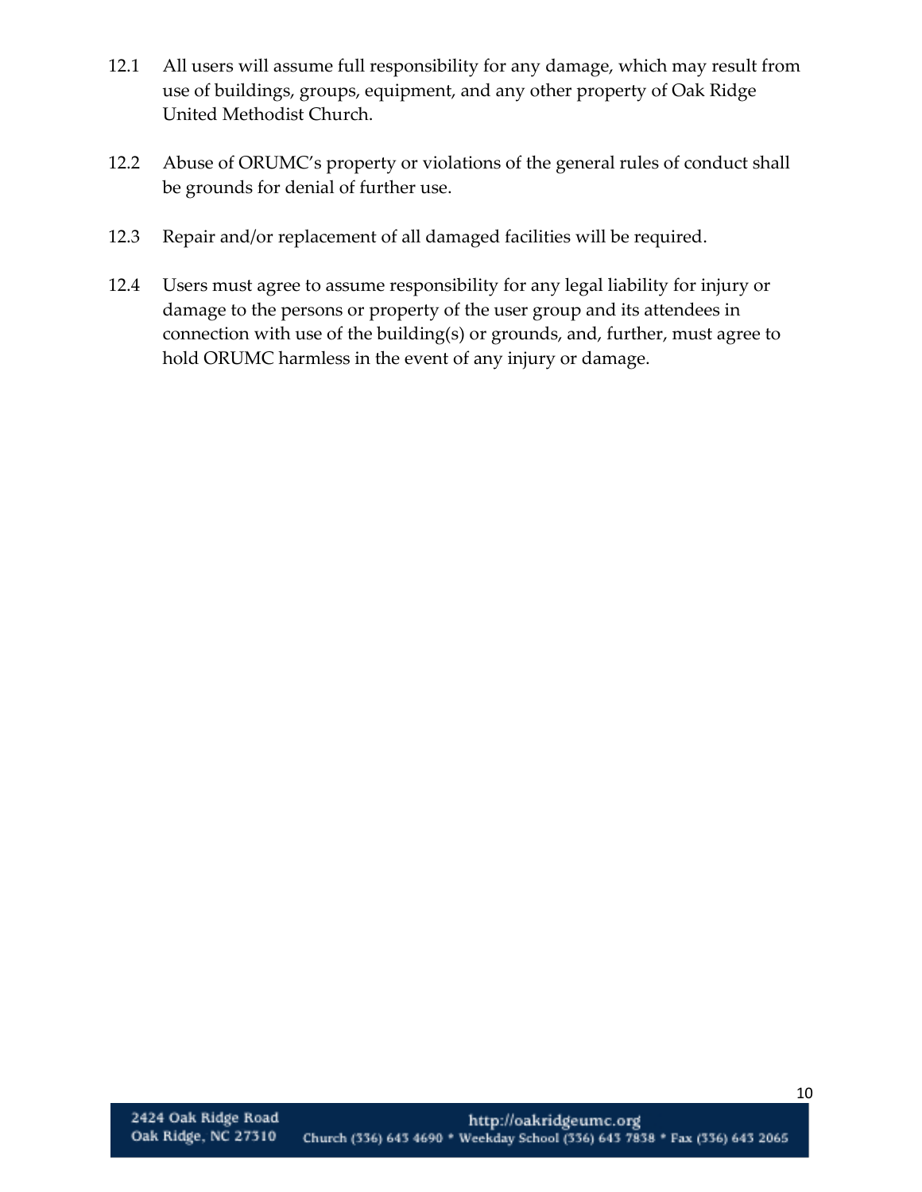12.1 All users will assume full responsibility for any damage, which may result from use of buildings, groups, equipment, and any other property of Oak Ridge United Methodist Church.

12.2 Abuse of ORUMC's property or violations of the general rules of conduct shall be grounds for denial of further use.

12.3 Repair and/or replacement of all damaged facilities will be required.

12.4 Users must agree to assume responsibility for any legal liability for injury or damage to the persons or property of the user group and its attendees in connection with use of the building(s) or grounds, and, further, must agree to hold ORUMC harmless in the event of any injury or damage.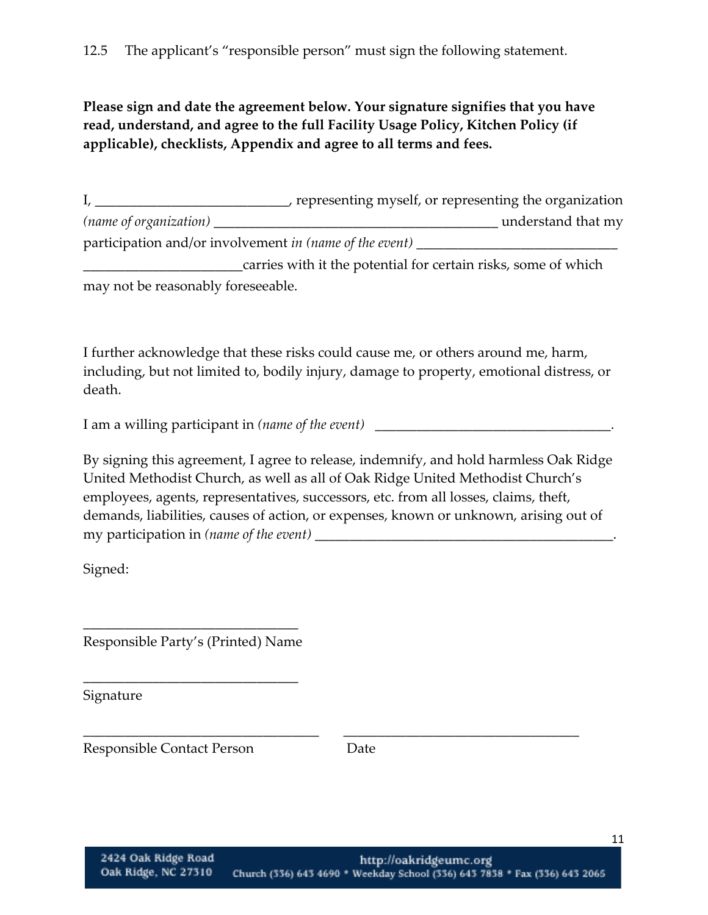12.5 The applicant's "responsible person" must sign the following statement.

**Please sign and date the agreement below. Your signature signifies that you have read, understand, and agree to the full Facility Usage Policy, Kitchen Policy (if applicable), checklists, Appendix and agree to all terms and fees.**

I, ___________________________, representing myself, or representing the organization *(name of organization)* _________________________________________ understand that my participation and/or involvement *in (name of the event)* _____________________________ ______________________carries with it the potential for certain risks, some of which may not be reasonably foreseeable.

I further acknowledge that these risks could cause me, or others around me, harm, including, but not limited to, bodily injury, damage to property, emotional distress, or death.

I am a willing participant in *(name of the event)* __________________________________.

By signing this agreement, I agree to release, indemnify, and hold harmless Oak Ridge United Methodist Church, as well as all of Oak Ridge United Methodist Church's employees, agents, representatives, successors, etc. from all losses, claims, theft, demands, liabilities, causes of action, or expenses, known or unknown, arising out of my participation in *(name of the event)* ____________________________________________.

Signed:

______________________________
Responsible Party's (Printed) Name

______________________________
Signature

__________________________________ __________________________________
Responsible Contact Person Date

2424 Oak Ridge Road
Oak Ridge, NC 27310

http://oakridgeumc.org
Church (336) 643 4690 * Weekday School (336) 643 7838 * Fax (336) 643 2065